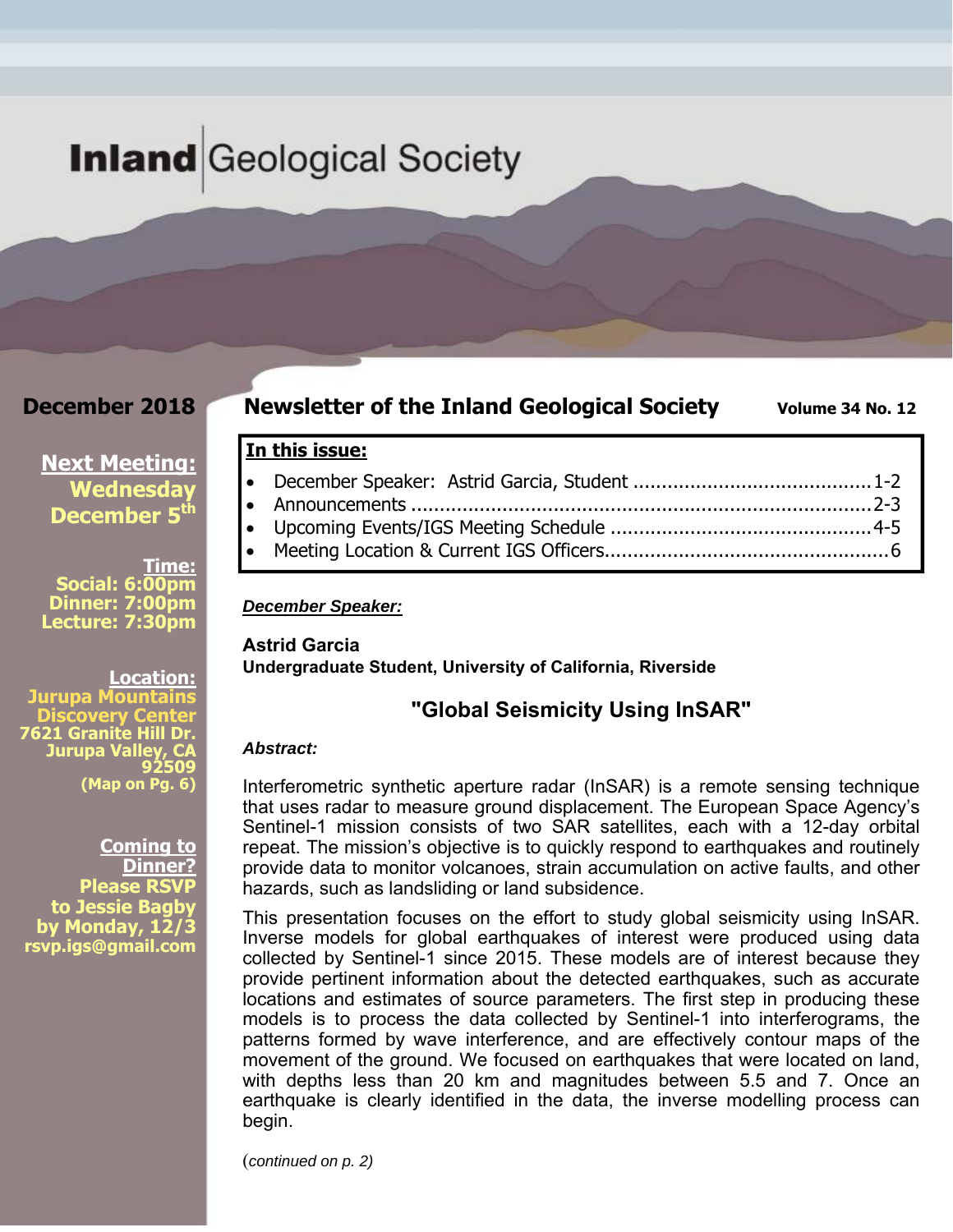# Inland Geological Society

**December 2018**

**Newsletter of the Inland Geological Society** **Volume 34 No. 12**

**Next Meeting:**
**Wednesday December 5th**

**Time:**
**Social: 6:00pm**
**Dinner: 7:00pm**
**Lecture: 7:30pm**

**Location:**
**Jurupa Mountains Discovery Center**
**7621 Granite Hill Dr.**
**Jurupa Valley, CA 92509**
**(Map on Pg. 6)**

**Coming to Dinner?**
**Please RSVP to Jessie Bagby by Monday, 12/3**
**rsvp.igs@gmail.com**

**In this issue:**

- December Speaker: Astrid Garcia, Student ........................................ 1-2
- Announcements ............................................................................ 2-3
- Upcoming Events/IGS Meeting Schedule ............................................ 4-5
- Meeting Location & Current IGS Officers............................................... 6

***December Speaker:***

**Astrid Garcia**
**Undergraduate Student, University of California, Riverside**

## "Global Seismicity Using InSAR"

***Abstract:***

Interferometric synthetic aperture radar (InSAR) is a remote sensing technique that uses radar to measure ground displacement. The European Space Agency's Sentinel-1 mission consists of two SAR satellites, each with a 12-day orbital repeat. The mission's objective is to quickly respond to earthquakes and routinely provide data to monitor volcanoes, strain accumulation on active faults, and other hazards, such as landsliding or land subsidence.

This presentation focuses on the effort to study global seismicity using InSAR. Inverse models for global earthquakes of interest were produced using data collected by Sentinel-1 since 2015. These models are of interest because they provide pertinent information about the detected earthquakes, such as accurate locations and estimates of source parameters. The first step in producing these models is to process the data collected by Sentinel-1 into interferograms, the patterns formed by wave interference, and are effectively contour maps of the movement of the ground. We focused on earthquakes that were located on land, with depths less than 20 km and magnitudes between 5.5 and 7. Once an earthquake is clearly identified in the data, the inverse modelling process can begin.

(*continued on p. 2)*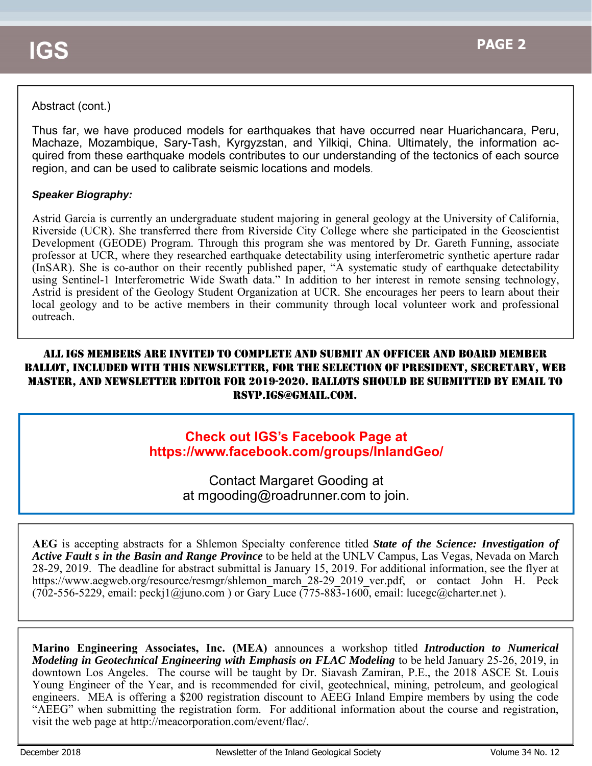Abstract (cont.)

Thus far, we have produced models for earthquakes that have occurred near Huarichancara, Peru, Machaze, Mozambique, Sary-Tash, Kyrgyzstan, and Yilkiqi, China. Ultimately, the information acquired from these earthquake models contributes to our understanding of the tectonics of each source region, and can be used to calibrate seismic locations and models.

***Speaker Biography:***

Astrid Garcia is currently an undergraduate student majoring in general geology at the University of California, Riverside (UCR). She transferred there from Riverside City College where she participated in the Geoscientist Development (GEODE) Program. Through this program she was mentored by Dr. Gareth Funning, associate professor at UCR, where they researched earthquake detectability using interferometric synthetic aperture radar (InSAR). She is co-author on their recently published paper, "A systematic study of earthquake detectability using Sentinel-1 Interferometric Wide Swath data." In addition to her interest in remote sensing technology, Astrid is president of the Geology Student Organization at UCR. She encourages her peers to learn about their local geology and to be active members in their community through local volunteer work and professional outreach.

**ALL IGS MEMBERS ARE INVITED TO COMPLETE AND SUBMIT AN OFFICER AND BOARD MEMBER BALLOT, INCLUDED WITH THIS NEWSLETTER, FOR THE SELECTION OF PRESIDENT, SECRETARY, WEB MASTER, AND NEWSLETTER EDITOR FOR 2019-2020. BALLOTS SHOULD BE SUBMITTED BY EMAIL TO RSVP.IGS@GMAIL.COM.**

**Check out IGS's Facebook Page at https://www.facebook.com/groups/InlandGeo/**

Contact Margaret Gooding at at mgooding@roadrunner.com to join.

**AEG** is accepting abstracts for a Shlemon Specialty conference titled ***State of the Science: Investigation of Active Fault s in the Basin and Range Province*** to be held at the UNLV Campus, Las Vegas, Nevada on March 28-29, 2019. The deadline for abstract submittal is January 15, 2019. For additional information, see the flyer at https://www.aegweb.org/resource/resmgr/shlemon_march_28-29_2019_ver.pdf, or contact John H. Peck (702-556-5229, email: peckj1@juno.com ) or Gary Luce (775-883-1600, email: lucegc@charter.net ).

**Marino Engineering Associates, Inc. (MEA)** announces a workshop titled ***Introduction to Numerical Modeling in Geotechnical Engineering with Emphasis on FLAC Modeling*** to be held January 25-26, 2019, in downtown Los Angeles. The course will be taught by Dr. Siavash Zamiran, P.E., the 2018 ASCE St. Louis Young Engineer of the Year, and is recommended for civil, geotechnical, mining, petroleum, and geological engineers. MEA is offering a $200 registration discount to AEEG Inland Empire members by using the code "AEEG" when submitting the registration form. For additional information about the course and registration, visit the web page at http://meacorporation.com/event/flac/.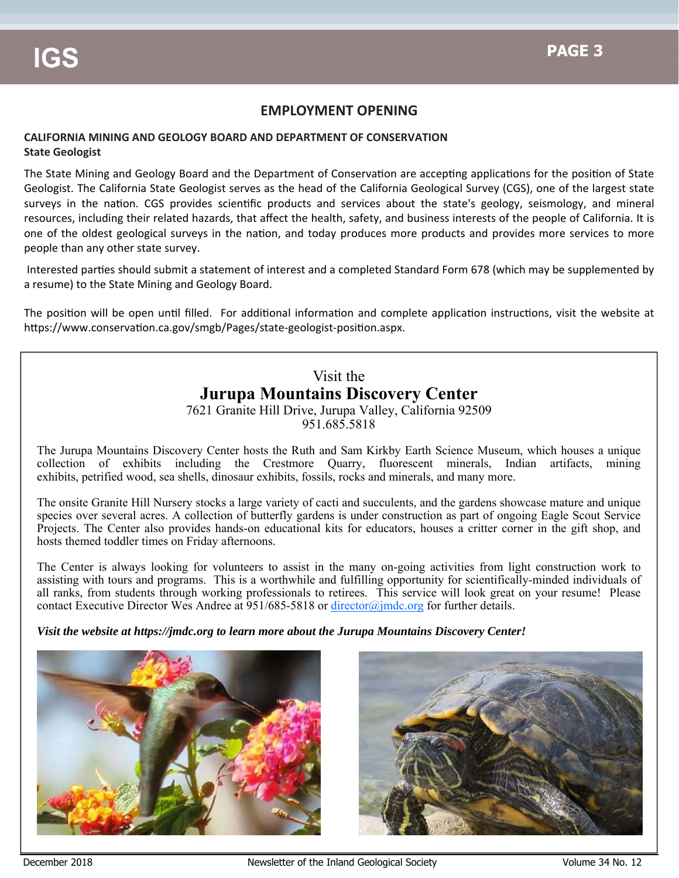## EMPLOYMENT OPENING

**CALIFORNIA MINING AND GEOLOGY BOARD AND DEPARTMENT OF CONSERVATION**
**State Geologist**

The State Mining and Geology Board and the Department of Conservation are accepting applications for the position of State Geologist. The California State Geologist serves as the head of the California Geological Survey (CGS), one of the largest state surveys in the nation. CGS provides scientific products and services about the state's geology, seismology, and mineral resources, including their related hazards, that affect the health, safety, and business interests of the people of California. It is one of the oldest geological surveys in the nation, and today produces more products and provides more services to more people than any other state survey.

Interested parties should submit a statement of interest and a completed Standard Form 678 (which may be supplemented by a resume) to the State Mining and Geology Board.

The position will be open until filled. For additional information and complete application instructions, visit the website at https://www.conservation.ca.gov/smgb/Pages/state-geologist-position.aspx.

Visit the

## Jurupa Mountains Discovery Center

7621 Granite Hill Drive, Jurupa Valley, California 92509
951.685.5818

The Jurupa Mountains Discovery Center hosts the Ruth and Sam Kirkby Earth Science Museum, which houses a unique collection of exhibits including the Crestmore Quarry, fluorescent minerals, Indian artifacts, mining exhibits, petrified wood, sea shells, dinosaur exhibits, fossils, rocks and minerals, and many more.

The onsite Granite Hill Nursery stocks a large variety of cacti and succulents, and the gardens showcase mature and unique species over several acres. A collection of butterfly gardens is under construction as part of ongoing Eagle Scout Service Projects. The Center also provides hands-on educational kits for educators, houses a critter corner in the gift shop, and hosts themed toddler times on Friday afternoons.

The Center is always looking for volunteers to assist in the many on-going activities from light construction work to assisting with tours and programs. This is a worthwhile and fulfilling opportunity for scientifically-minded individuals of all ranks, from students through working professionals to retirees. This service will look great on your resume! Please contact Executive Director Wes Andree at 951/685-5818 or director@jmdc.org for further details.

***Visit the website at https://jmdc.org to learn more about the Jurupa Mountains Discovery Center!***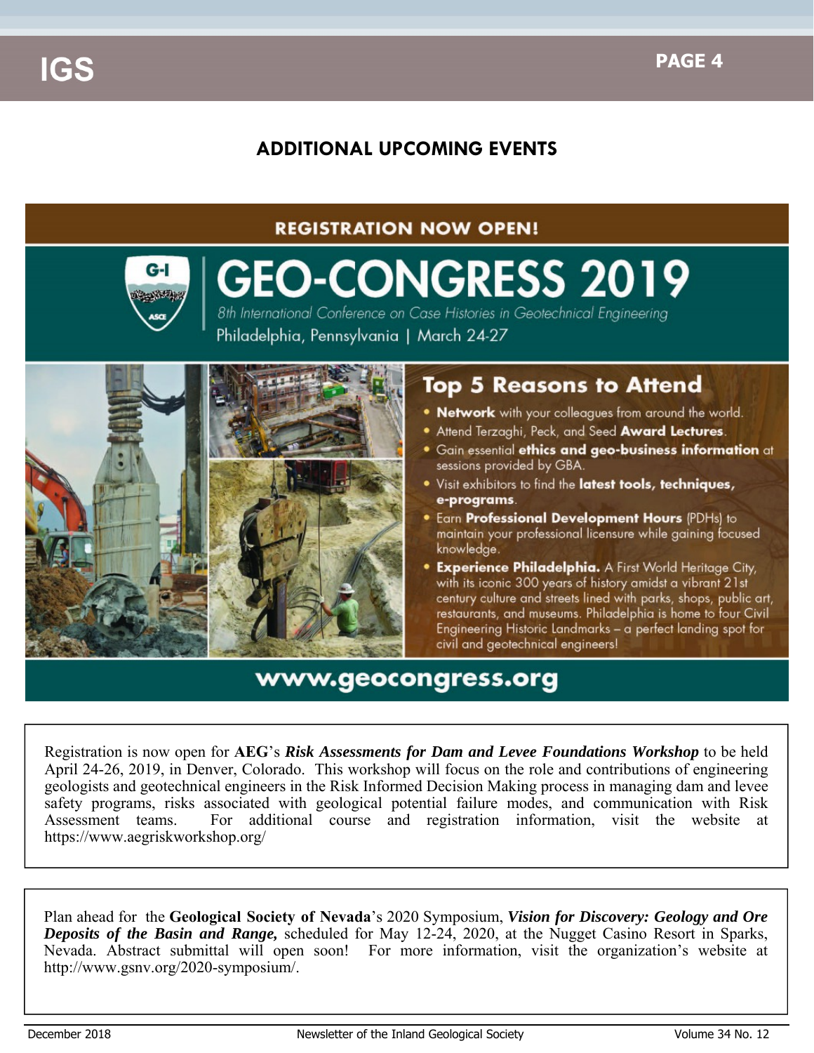## ADDITIONAL UPCOMING EVENTS

**REGISTRATION NOW OPEN!**

# GEO-CONGRESS 2019

*8th International Conference on Case Histories in Geotechnical Engineering*

Philadelphia, Pennsylvania | March 24-27

### Top 5 Reasons to Attend

- **Network** with your colleagues from around the world.
- Attend Terzaghi, Peck, and Seed **Award Lectures**.
- Gain essential **ethics and geo-business information** at sessions provided by GBA.
- Visit exhibitors to find the **latest tools, techniques, e-programs**.
- Earn **Professional Development Hours** (PDHs) to maintain your professional licensure while gaining focused knowledge.
- **Experience Philadelphia.** A First World Heritage City, with its iconic 300 years of history amidst a vibrant 21st century culture and streets lined with parks, shops, public art, restaurants, and museums. Philadelphia is home to four Civil Engineering Historic Landmarks – a perfect landing spot for civil and geotechnical engineers!

**www.geocongress.org**

---

Registration is now open for **AEG**'s ***Risk Assessments for Dam and Levee Foundations Workshop*** to be held April 24-26, 2019, in Denver, Colorado. This workshop will focus on the role and contributions of engineering geologists and geotechnical engineers in the Risk Informed Decision Making process in managing dam and levee safety programs, risks associated with geological potential failure modes, and communication with Risk Assessment teams. For additional course and registration information, visit the website at https://www.aegriskworkshop.org/

---

Plan ahead for the **Geological Society of Nevada**'s 2020 Symposium, ***Vision for Discovery: Geology and Ore Deposits of the Basin and Range,*** scheduled for May 12-24, 2020, at the Nugget Casino Resort in Sparks, Nevada. Abstract submittal will open soon! For more information, visit the organization's website at http://www.gsnv.org/2020-symposium/.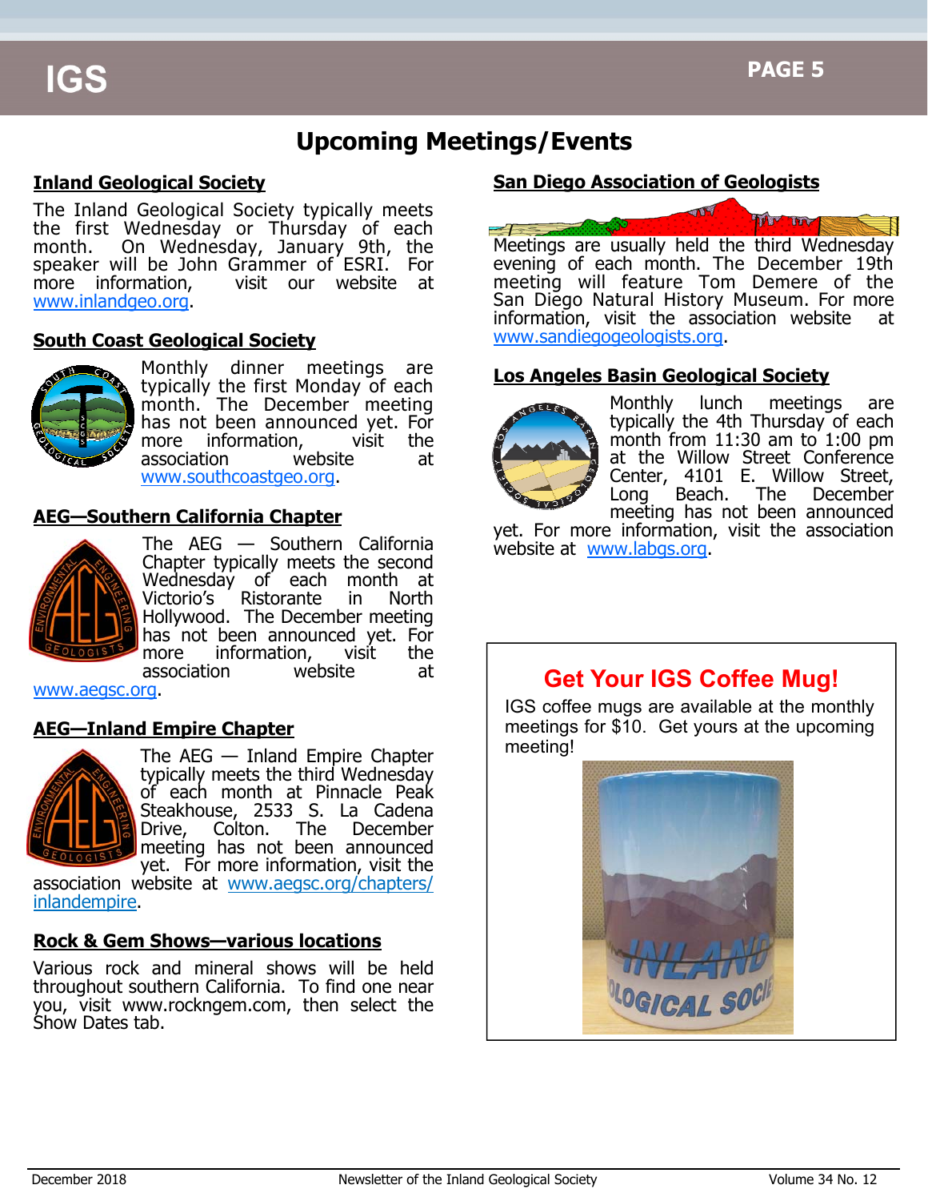# Upcoming Meetings/Events

## Inland Geological Society

The Inland Geological Society typically meets the first Wednesday or Thursday of each month. On Wednesday, January 9th, the speaker will be John Grammer of ESRI. For more information, visit our website at www.inlandgeo.org.

## South Coast Geological Society

Monthly dinner meetings are typically the first Monday of each month. The December meeting has not been announced yet. For more information, visit the association website at www.southcoastgeo.org.

## AEG—Southern California Chapter

The AEG — Southern California Chapter typically meets the second Wednesday of each month at Victorio's Ristorante in North Hollywood. The December meeting has not been announced yet. For more information, visit the association website at www.aegsc.org.

## AEG—Inland Empire Chapter

The AEG — Inland Empire Chapter typically meets the third Wednesday of each month at Pinnacle Peak Steakhouse, 2533 S. La Cadena Drive, Colton. The December meeting has not been announced yet. For more information, visit the association website at www.aegsc.org/chapters/inlandempire.

## Rock & Gem Shows—various locations

Various rock and mineral shows will be held throughout southern California. To find one near you, visit www.rockngem.com, then select the Show Dates tab.

## San Diego Association of Geologists

Meetings are usually held the third Wednesday evening of each month. The December 19th meeting will feature Tom Demere of the San Diego Natural History Museum. For more information, visit the association website at www.sandiegogeologists.org.

## Los Angeles Basin Geological Society

Monthly lunch meetings are typically the 4th Thursday of each month from 11:30 am to 1:00 pm at the Willow Street Conference Center, 4101 E. Willow Street, Long Beach. The December meeting has not been announced yet. For more information, visit the association website at www.labgs.org.

## Get Your IGS Coffee Mug!

IGS coffee mugs are available at the monthly meetings for $10. Get yours at the upcoming meeting!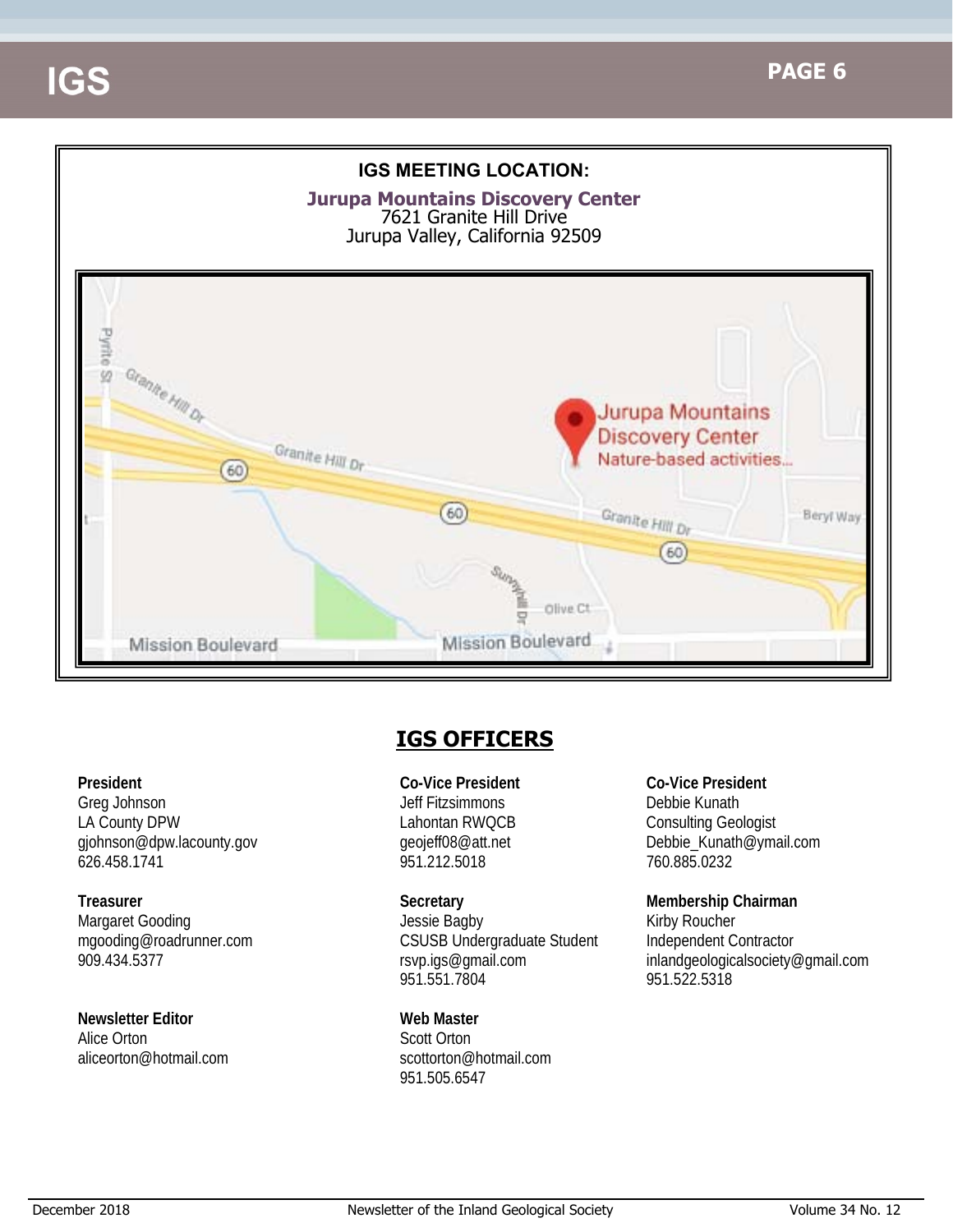**IGS MEETING LOCATION:**

**Jurupa Mountains Discovery Center**
7621 Granite Hill Drive
Jurupa Valley, California 92509

Pyrite St
Granite Hill Dr
Granite Hill Dr
60
60
Jurupa Mountains Discovery Center
Nature-based activities...
Granite Hill Dr
Beryl Way
60
Sunnyhill Dr
Olive Ct
Mission Boulevard
Mission Boulevard

## IGS OFFICERS

**President**
Greg Johnson
LA County DPW
gjohnson@dpw.lacounty.gov
626.458.1741

**Treasurer**
Margaret Gooding
mgooding@roadrunner.com
909.434.5377

**Newsletter Editor**
Alice Orton
aliceorton@hotmail.com

**Co-Vice President**
Jeff Fitzsimmons
Lahontan RWQCB
geojeff08@att.net
951.212.5018

**Secretary**
Jessie Bagby
CSUSB Undergraduate Student
rsvp.igs@gmail.com
951.551.7804

**Web Master**
Scott Orton
scottorton@hotmail.com
951.505.6547

**Co-Vice President**
Debbie Kunath
Consulting Geologist
Debbie_Kunath@ymail.com
760.885.0232

**Membership Chairman**
Kirby Roucher
Independent Contractor
inlandgeologicalsociety@gmail.com
951.522.5318